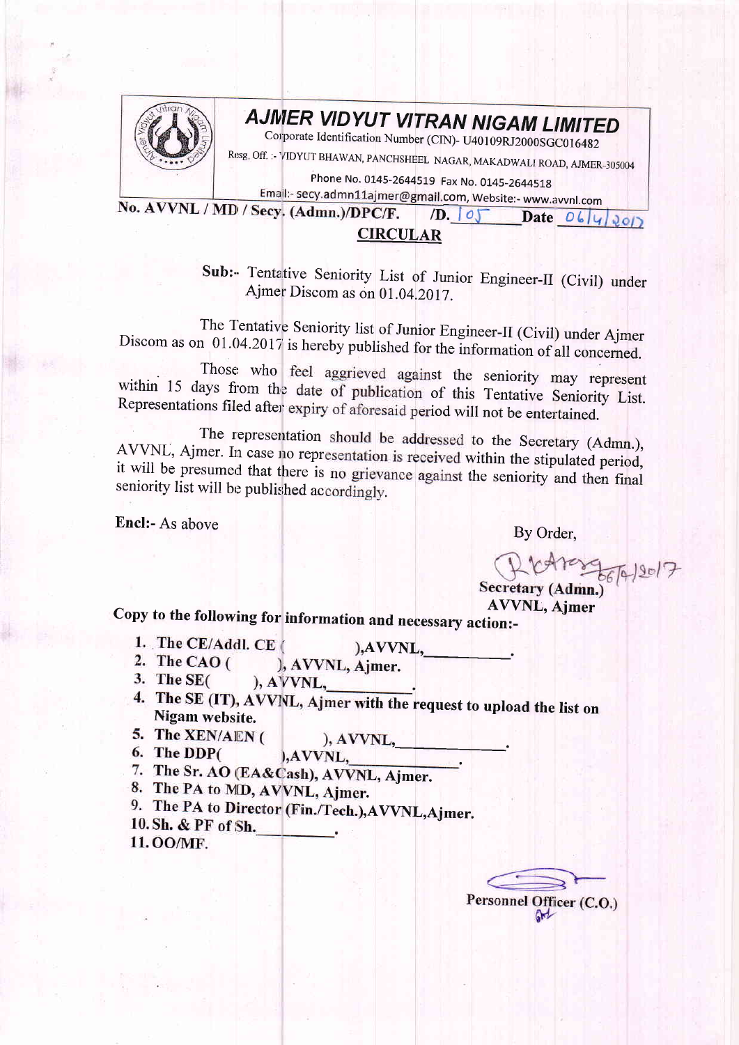# AJMER VIDYUT VITRAN NIGAM LIMITED

Corporate Identification Number (CIN)- U40109RJ2000SGC016482

Resg. Off. :- VIDYUT BHAWAN, PANCHSHEEL NAGAR, MAKADWALI ROAD, AJMER-305004

Phone No. 0145-2644519 Fax No. 0145-2644518

Email:- secy.admn11ajmer@gmail.com, Website:- www.avvnl.com

**No. AVVNL / MD / Secy. (Admn.)/DPC/F. /D.** 105 **Date** 06/4/2017

## CIRCULAR

**Sub:-** Tentative Seniority List of Junior Engineer-II (Civil) under Ajmer Discom as on 01.04.2017.

The Tentative Seniority list of Junior Engineer-II (Civil) under Ajmer Discom as on 01.04.2017 is hereby published for the information of all concerned.

Those who feel aggrieved against the seniority may represent within 15 days from the date of publication of this Tentative Seniority List. Representations filed after expiry of aforesaid period will not be entertained.

The representation should be addressed to the Secretary (Admn.), AVVNL, Ajmer. In case no representation is received within the stipulated period, it will be presumed that there is no grievance against the seniority and then final seniority list will be published accordingly.

**Encl:-** As above

By Order,

06/4/2017

**Secretary (Admn.)**
**AVVNL, Ajmer**

**Copy to the following for information and necessary action:-**

1. **The CE/Addl. CE ( ),AVVNL,\_\_\_\_\_\_\_\_\_\_.**
2. **The CAO ( ), AVVNL, Ajmer.**
3. **The SE( ), AVVNL,\_\_\_\_\_\_\_\_\_\_.**
4. **The SE (IT), AVVNL, Ajmer with the request to upload the list on Nigam website.**
5. **The XEN/AEN ( ), AVVNL,\_\_\_\_\_\_\_\_\_\_.**
6. **The DDP( ),AVVNL,\_\_\_\_\_\_\_\_\_\_.**
7. **The Sr. AO (EA&Cash), AVVNL, Ajmer.**
8. **The PA to MD, AVVNL, Ajmer.**
9. **The PA to Director (Fin./Tech.),AVVNL,Ajmer.**
10. **Sh. & PF of Sh.\_\_\_\_\_\_\_\_\_\_.**
11. **OO/MF.**

**Personnel Officer (C.O.)**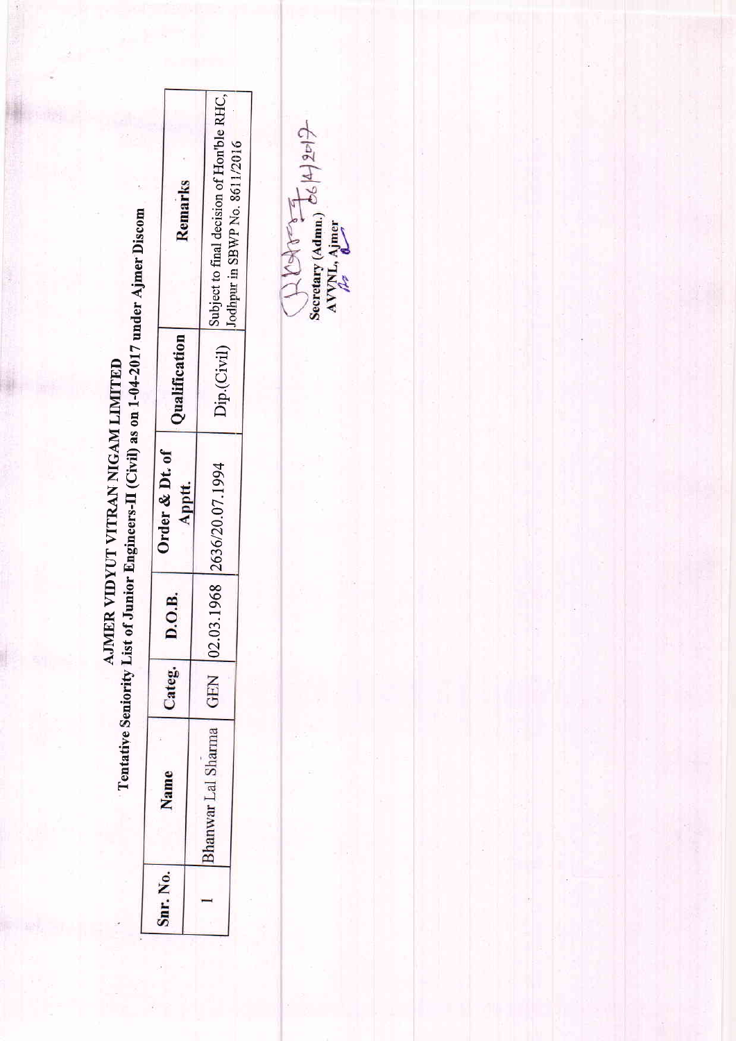# AJMER VIDYUT VITRAN NIGAM LIMITED

## Tentative Seniority List of Junior Engineers-II (Civil) as on 1-04-2017 under Ajmer Discom

| Snr. No. | Name | Categ. | D.O.B. | Order & Dt. of Apptt. | Qualification | Remarks |
|---|---|---|---|---|---|---|
| 1 | Bhanwar Lal Sharma | GEN | 02.03.1968 | 2636/20.07.1994 | Dip.(Civil) | Subject to final decision of Hon'ble RHC, Jodhpur in SBWP No. 8611/2016 |

06/4/2017

Secretary (Admn.)
AVVNL, Ajmer